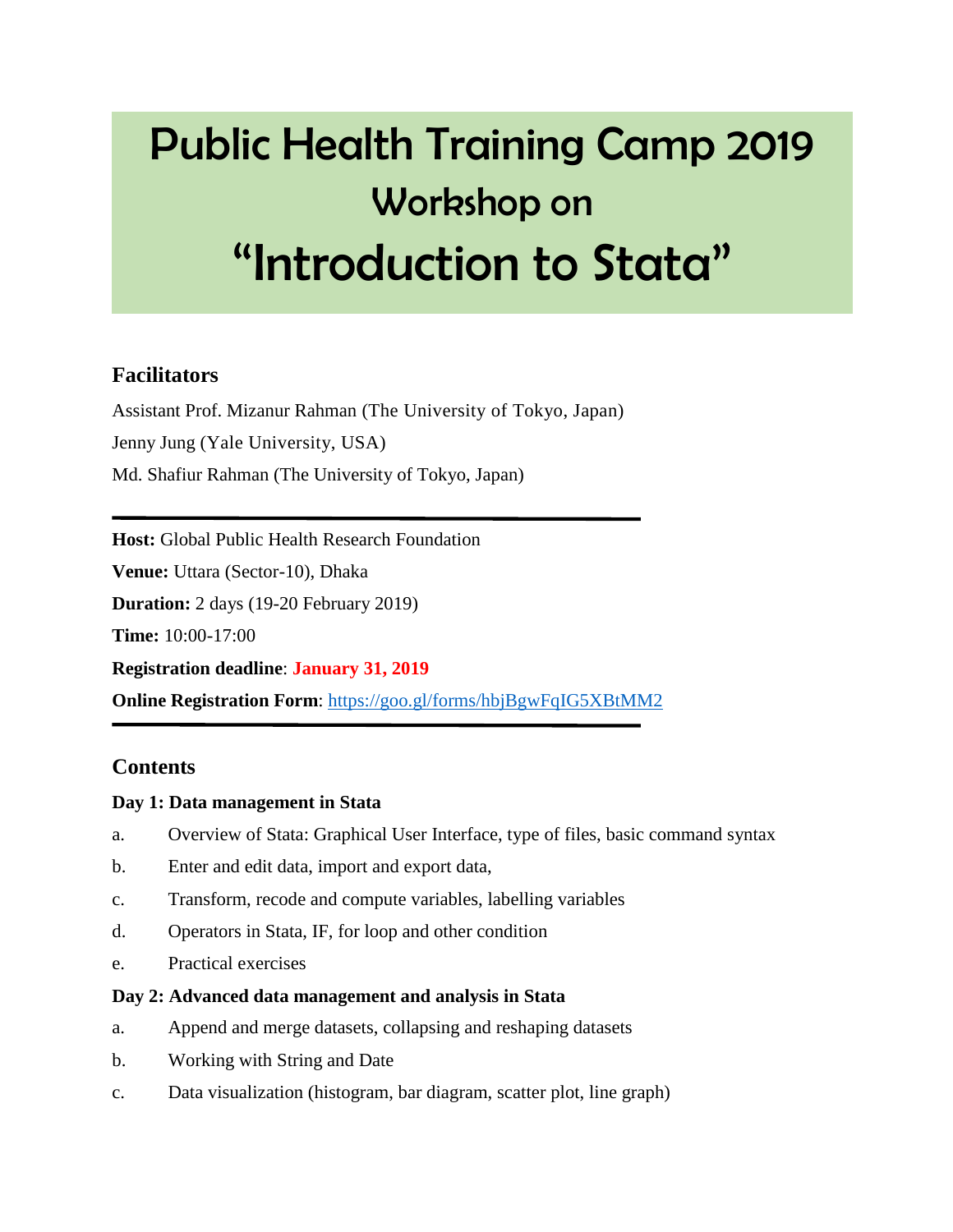# Public Health Training Camp 2019
## Workshop on
# "Introduction to Stata"

### Facilitators

Assistant Prof. Mizanur Rahman (The University of Tokyo, Japan)

Jenny Jung (Yale University, USA)

Md. Shafiur Rahman (The University of Tokyo, Japan)

---

**Host:** Global Public Health Research Foundation

**Venue:** Uttara (Sector-10), Dhaka

**Duration:** 2 days (19-20 February 2019)

**Time:** 10:00-17:00

**Registration deadline**: **January 31, 2019**

**Online Registration Form**: [https://goo.gl/forms/hbjBgwFqIG5XBtMM2](https://goo.gl/forms/hbjBgwFqIG5XBtMM2)

---

### Contents

**Day 1: Data management in Stata**

a. Overview of Stata: Graphical User Interface, type of files, basic command syntax

b. Enter and edit data, import and export data,

c. Transform, recode and compute variables, labelling variables

d. Operators in Stata, IF, for loop and other condition

e. Practical exercises

**Day 2: Advanced data management and analysis in Stata**

a. Append and merge datasets, collapsing and reshaping datasets

b. Working with String and Date

c. Data visualization (histogram, bar diagram, scatter plot, line graph)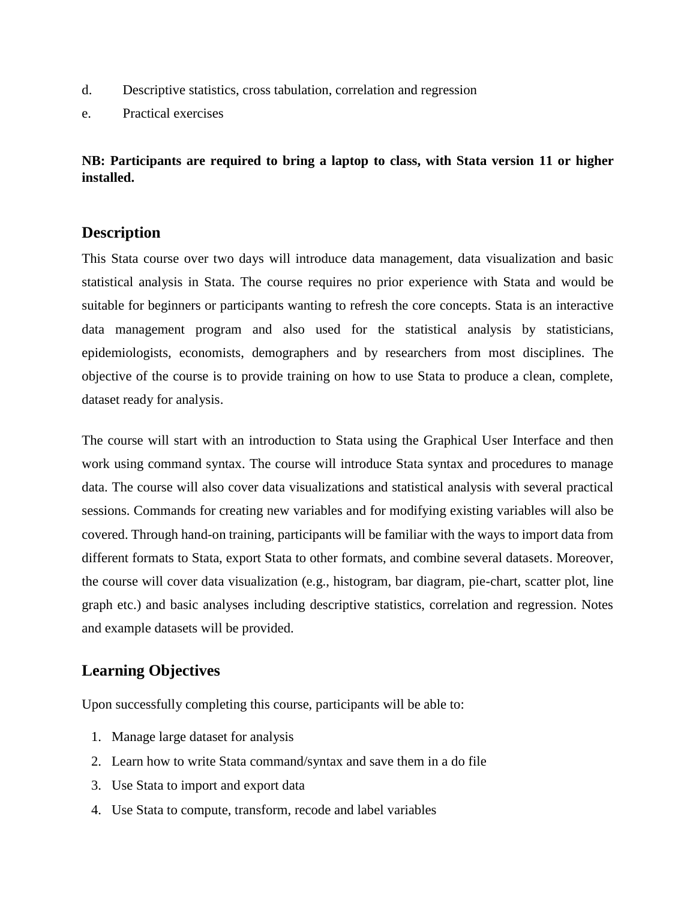d. Descriptive statistics, cross tabulation, correlation and regression

e. Practical exercises

**NB: Participants are required to bring a laptop to class, with Stata version 11 or higher installed.**

## Description

This Stata course over two days will introduce data management, data visualization and basic statistical analysis in Stata. The course requires no prior experience with Stata and would be suitable for beginners or participants wanting to refresh the core concepts. Stata is an interactive data management program and also used for the statistical analysis by statisticians, epidemiologists, economists, demographers and by researchers from most disciplines. The objective of the course is to provide training on how to use Stata to produce a clean, complete, dataset ready for analysis.

The course will start with an introduction to Stata using the Graphical User Interface and then work using command syntax. The course will introduce Stata syntax and procedures to manage data. The course will also cover data visualizations and statistical analysis with several practical sessions. Commands for creating new variables and for modifying existing variables will also be covered. Through hand-on training, participants will be familiar with the ways to import data from different formats to Stata, export Stata to other formats, and combine several datasets. Moreover, the course will cover data visualization (e.g., histogram, bar diagram, pie-chart, scatter plot, line graph etc.) and basic analyses including descriptive statistics, correlation and regression. Notes and example datasets will be provided.

## Learning Objectives

Upon successfully completing this course, participants will be able to:

1. Manage large dataset for analysis
2. Learn how to write Stata command/syntax and save them in a do file
3. Use Stata to import and export data
4. Use Stata to compute, transform, recode and label variables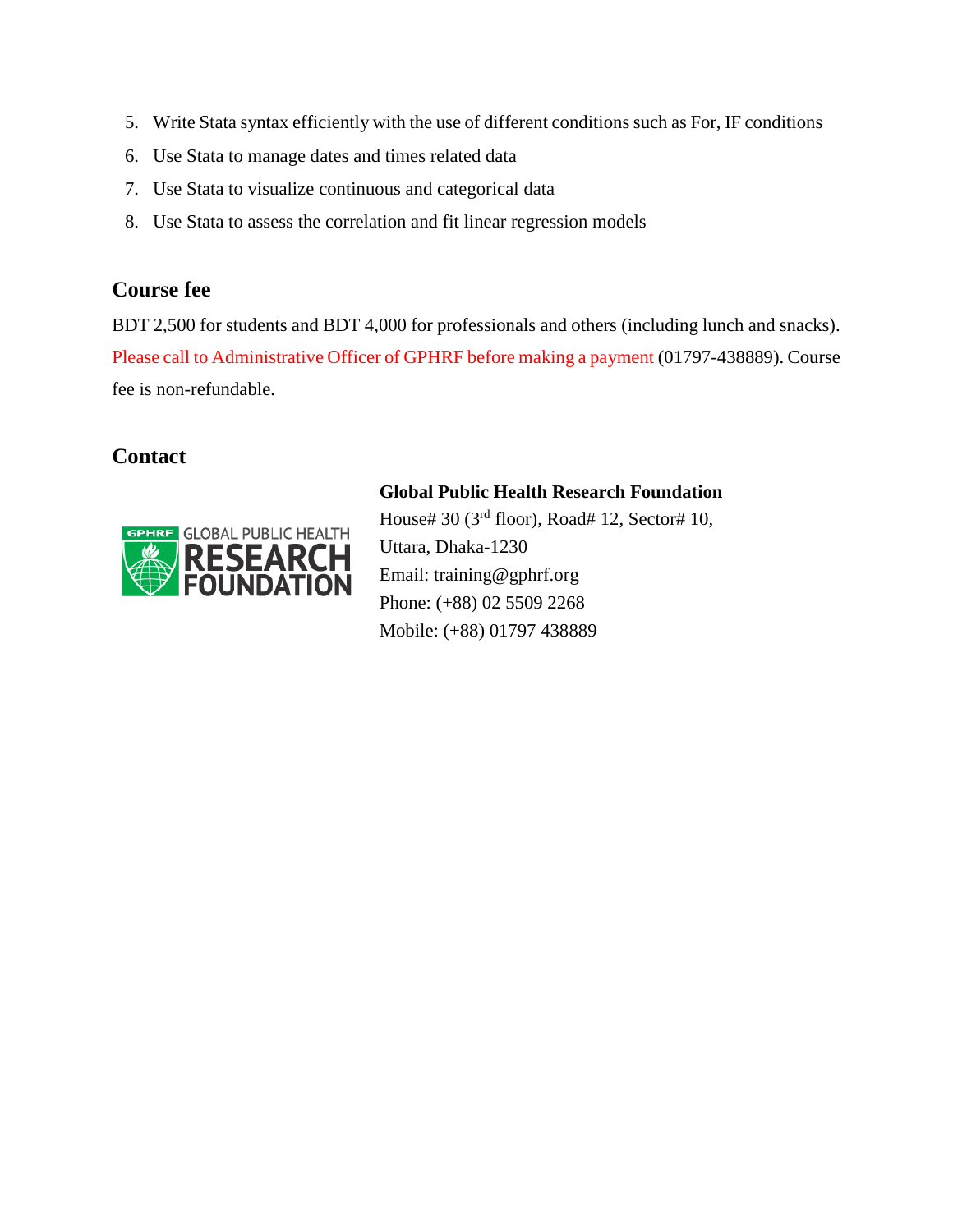5. Write Stata syntax efficiently with the use of different conditions such as For, IF conditions
6. Use Stata to manage dates and times related data
7. Use Stata to visualize continuous and categorical data
8. Use Stata to assess the correlation and fit linear regression models

## Course fee

BDT 2,500 for students and BDT 4,000 for professionals and others (including lunch and snacks). Please call to Administrative Officer of GPHRF before making a payment (01797-438889). Course fee is non-refundable.

## Contact

GPHRF GLOBAL PUBLIC HEALTH RESEARCH FOUNDATION

**Global Public Health Research Foundation**
House# 30 (3rd floor), Road# 12, Sector# 10,
Uttara, Dhaka-1230
Email: training@gphrf.org
Phone: (+88) 02 5509 2268
Mobile: (+88) 01797 438889